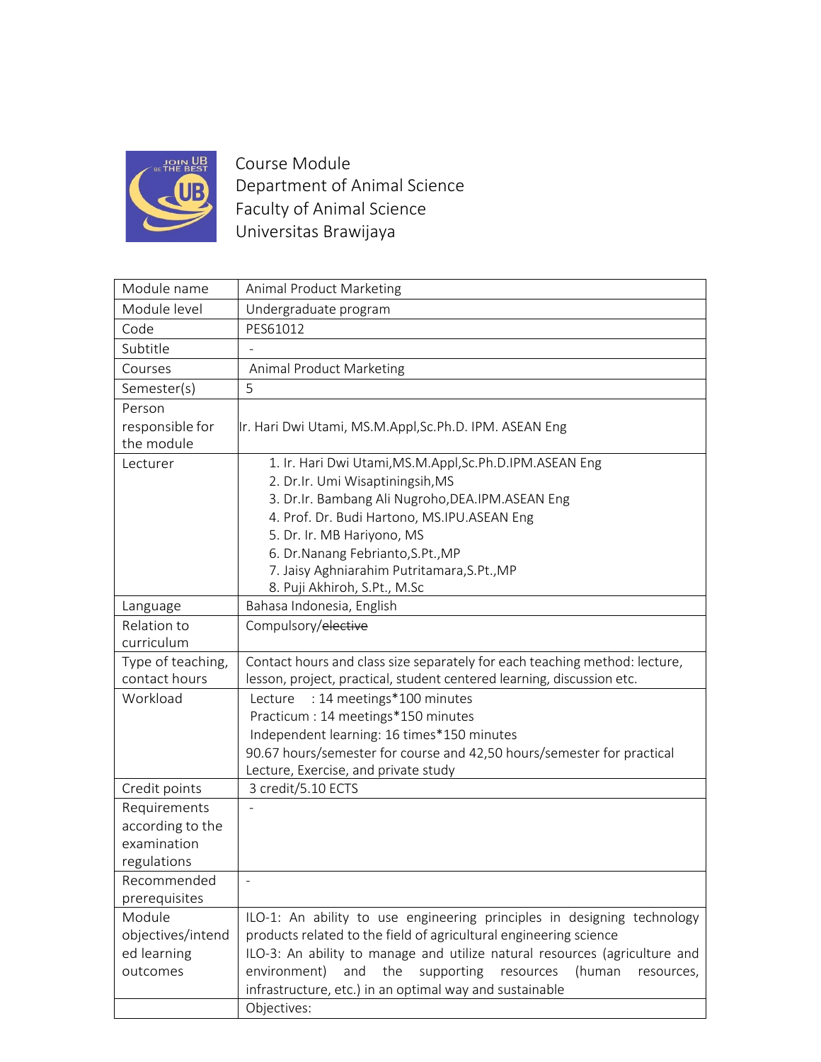Course Module
Department of Animal Science
Faculty of Animal Science
Universitas Brawijaya

| Module name | Animal Product Marketing |
|---|---|
| Module level | Undergraduate program |
| Code | PES61012 |
| Subtitle | - |
| Courses | Animal Product Marketing |
| Semester(s) | 5 |
| Person responsible for the module | Ir. Hari Dwi Utami, MS.M.Appl,Sc.Ph.D. IPM. ASEAN Eng |
| Lecturer | 1. Ir. Hari Dwi Utami,MS.M.Appl,Sc.Ph.D.IPM.ASEAN Eng<br>2. Dr.Ir. Umi Wisaptiningsih,MS<br>3. Dr.Ir. Bambang Ali Nugroho,DEA.IPM.ASEAN Eng<br>4. Prof. Dr. Budi Hartono, MS.IPU.ASEAN Eng<br>5. Dr. Ir. MB Hariyono, MS<br>6. Dr.Nanang Febrianto,S.Pt.,MP<br>7. Jaisy Aghniarahim Putritamara,S.Pt.,MP<br>8. Puji Akhiroh, S.Pt., M.Sc |
| Language | Bahasa Indonesia, English |
| Relation to curriculum | Compulsory/~~elective~~ |
| Type of teaching, contact hours | Contact hours and class size separately for each teaching method: lecture, lesson, project, practical, student centered learning, discussion etc. |
| Workload | Lecture : 14 meetings*100 minutes<br>Practicum : 14 meetings*150 minutes<br>Independent learning: 16 times*150 minutes<br>90.67 hours/semester for course and 42,50 hours/semester for practical<br>Lecture, Exercise, and private study |
| Credit points | 3 credit/5.10 ECTS |
| Requirements according to the examination regulations | - |
| Recommended prerequisites | - |
| Module objectives/intended learning outcomes | ILO-1: An ability to use engineering principles in designing technology products related to the field of agricultural engineering science<br>ILO-3: An ability to manage and utilize natural resources (agriculture and environment) and the supporting resources (human resources, infrastructure, etc.) in an optimal way and sustainable |
| | Objectives: |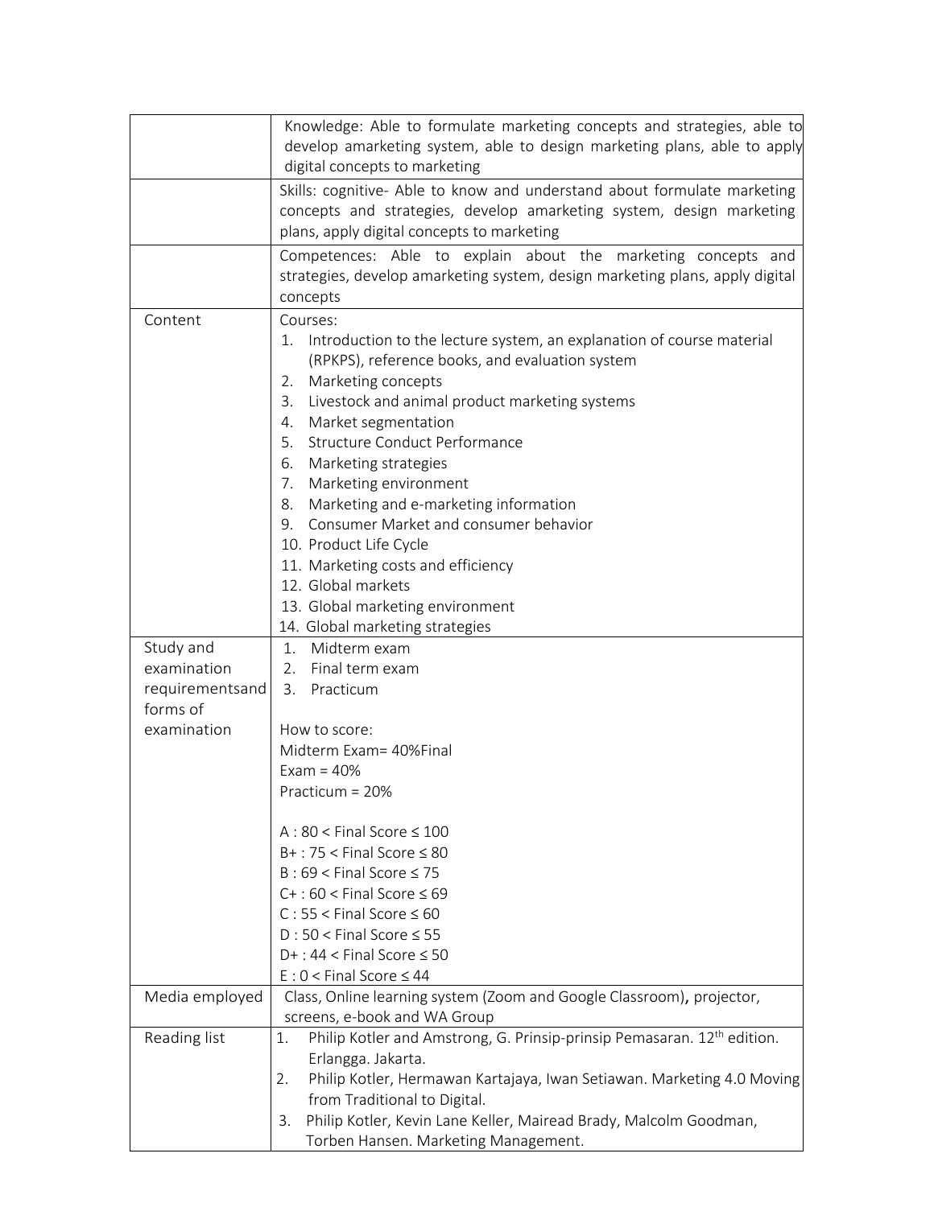| | |
|---|---|
| | Knowledge: Able to formulate marketing concepts and strategies, able to develop amarketing system, able to design marketing plans, able to apply digital concepts to marketing |
| | Skills: cognitive- Able to know and understand about formulate marketing concepts and strategies, develop amarketing system, design marketing plans, apply digital concepts to marketing |
| | Competences: Able to explain about the marketing concepts and strategies, develop amarketing system, design marketing plans, apply digital concepts |
| Content | Courses:<br>1. Introduction to the lecture system, an explanation of course material (RPKPS), reference books, and evaluation system<br>2. Marketing concepts<br>3. Livestock and animal product marketing systems<br>4. Market segmentation<br>5. Structure Conduct Performance<br>6. Marketing strategies<br>7. Marketing environment<br>8. Marketing and e-marketing information<br>9. Consumer Market and consumer behavior<br>10. Product Life Cycle<br>11. Marketing costs and efficiency<br>12. Global markets<br>13. Global marketing environment<br>14. Global marketing strategies |
| Study and examination requirementsand forms of examination | 1. Midterm exam<br>2. Final term exam<br>3. Practicum<br><br>How to score:<br>Midterm Exam= 40%Final<br>Exam = 40%<br>Practicum = 20%<br><br>A : 80 < Final Score ≤ 100<br>B+ : 75 < Final Score ≤ 80<br>B : 69 < Final Score ≤ 75<br>C+ : 60 < Final Score ≤ 69<br>C : 55 < Final Score ≤ 60<br>D : 50 < Final Score ≤ 55<br>D+ : 44 < Final Score ≤ 50<br>E : 0 < Final Score ≤ 44 |
| Media employed | Class, Online learning system (Zoom and Google Classroom), projector, screens, e-book and WA Group |
| Reading list | 1. Philip Kotler and Amstrong, G. Prinsip-prinsip Pemasaran. 12th edition. Erlangga. Jakarta.<br>2. Philip Kotler, Hermawan Kartajaya, Iwan Setiawan. Marketing 4.0 Moving from Traditional to Digital.<br>3. Philip Kotler, Kevin Lane Keller, Mairead Brady, Malcolm Goodman, Torben Hansen. Marketing Management. |